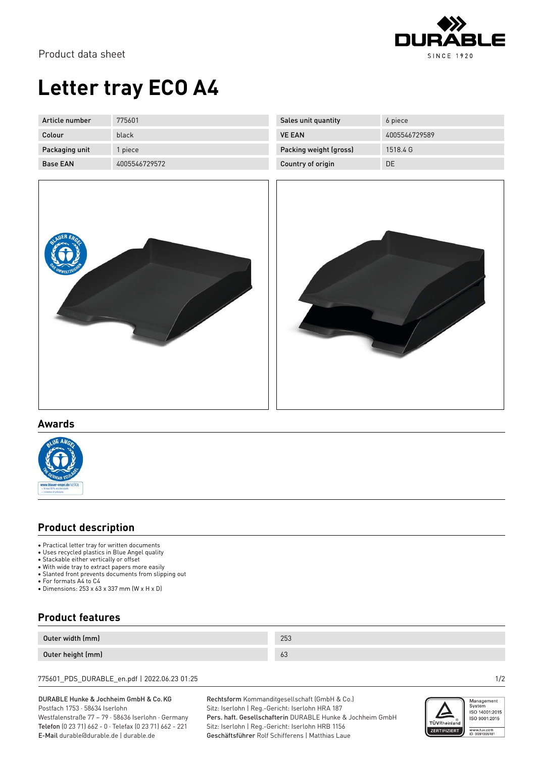Product data sheet

# Letter tray ECO A4

| Article number | 775601 | Sales unit quantity | 6 piece |
|---|---|---|---|
| Colour | black | VE EAN | 4005546729589 |
| Packaging unit | 1 piece | Packing weight (gross) | 1518.4 G |
| Base EAN | 4005546729572 | Country of origin | DE |

## Awards

## Product description

- Practical letter tray for written documents
- Uses recycled plastics in Blue Angel quality
- Stackable either vertically or offset
- With wide tray to extract papers more easily
- Slanted front prevents documents from slipping out
- For formats A4 to C4
- Dimensions: 253 x 63 x 337 mm (W x H x D)

## Product features

| Outer width (mm) | 253 |
|---|---|
| Outer height (mm) | 63 |

775601_PDS_DURABLE_en.pdf | 2022.06.23 01:25

DURABLE Hunke & Jochheim GmbH & Co.KG
Postfach 1753 · 58634 Iserlohn
Westfalenstraße 77 – 79 · 58636 Iserlohn · Germany
**Telefon** (0 23 71) 662 - 0 · Telefax (0 23 71) 662 - 221
**E-Mail** durable@durable.de | durable.de

**Rechtsform** Kommanditgesellschaft (GmbH & Co.)
Sitz: Iserlohn | Reg.-Gericht: Iserlohn HRA 187
**Pers. haft. Gesellschafterin** DURABLE Hunke & Jochheim GmbH
Sitz: Iserlohn | Reg.-Gericht: Iserlohn HRB 1156
**Geschäftsführer** Rolf Schifferens | Matthias Laue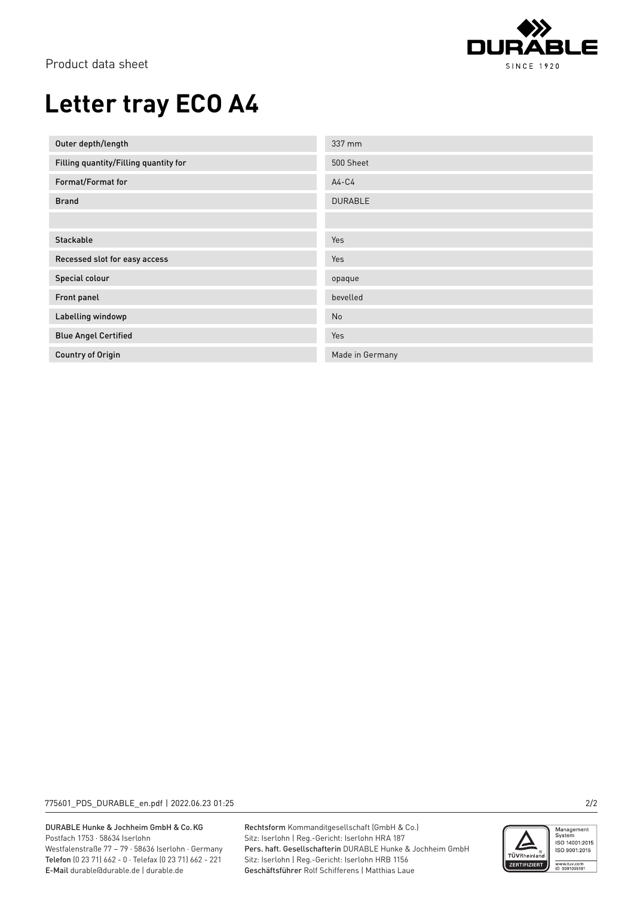# Letter tray ECO A4

| | |
|---|---|
| Outer depth/length | 337 mm |
| Filling quantity/Filling quantity for | 500 Sheet |
| Format/Format for | A4-C4 |
| Brand | DURABLE |
| | |
| Stackable | Yes |
| Recessed slot for easy access | Yes |
| Special colour | opaque |
| Front panel | bevelled |
| Labelling windowp | No |
| Blue Angel Certified | Yes |
| Country of Origin | Made in Germany |

775601_PDS_DURABLE_en.pdf | 2022.06.23 01:25

DURABLE Hunke & Jochheim GmbH & Co. KG
Postfach 1753 · 58634 Iserlohn
Westfalenstraße 77 – 79 · 58636 Iserlohn · Germany
**Telefon** (0 23 71) 662 - 0 · Telefax (0 23 71) 662 - 221
**E-Mail** durable@durable.de | durable.de

**Rechtsform** Kommanditgesellschaft (GmbH & Co.)
Sitz: Iserlohn | Reg.-Gericht: Iserlohn HRA 187
**Pers. haft. Gesellschafterin** DURABLE Hunke & Jochheim GmbH
Sitz: Iserlohn | Reg.-Gericht: Iserlohn HRB 1156
**Geschäftsführer** Rolf Schifferens | Matthias Laue